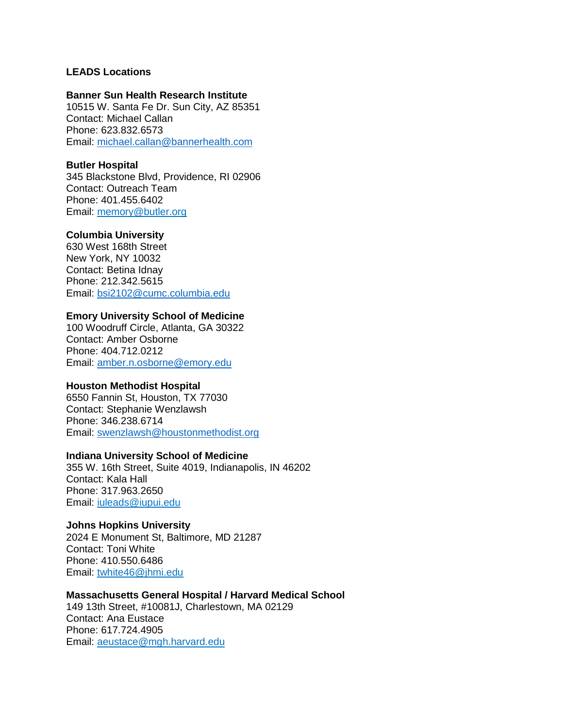**LEADS Locations**

**Banner Sun Health Research Institute**
10515 W. Santa Fe Dr. Sun City, AZ 85351
Contact: Michael Callan
Phone: 623.832.6573
Email: michael.callan@bannerhealth.com

**Butler Hospital**
345 Blackstone Blvd, Providence, RI 02906
Contact: Outreach Team
Phone: 401.455.6402
Email: memory@butler.org

**Columbia University**
630 West 168th Street
New York, NY 10032
Contact: Betina Idnay
Phone: 212.342.5615
Email: bsi2102@cumc.columbia.edu

**Emory University School of Medicine**
100 Woodruff Circle, Atlanta, GA 30322
Contact: Amber Osborne
Phone: 404.712.0212
Email: amber.n.osborne@emory.edu

**Houston Methodist Hospital**
6550 Fannin St, Houston, TX 77030
Contact: Stephanie Wenzlawsh
Phone: 346.238.6714
Email: swenzlawsh@houstonmethodist.org

**Indiana University School of Medicine**
355 W. 16th Street, Suite 4019, Indianapolis, IN 46202
Contact: Kala Hall
Phone: 317.963.2650
Email: iuleads@iupui.edu

**Johns Hopkins University**
2024 E Monument St, Baltimore, MD 21287
Contact: Toni White
Phone: 410.550.6486
Email: twhite46@jhmi.edu

**Massachusetts General Hospital / Harvard Medical School**
149 13th Street, #10081J, Charlestown, MA 02129
Contact: Ana Eustace
Phone: 617.724.4905
Email: aeustace@mgh.harvard.edu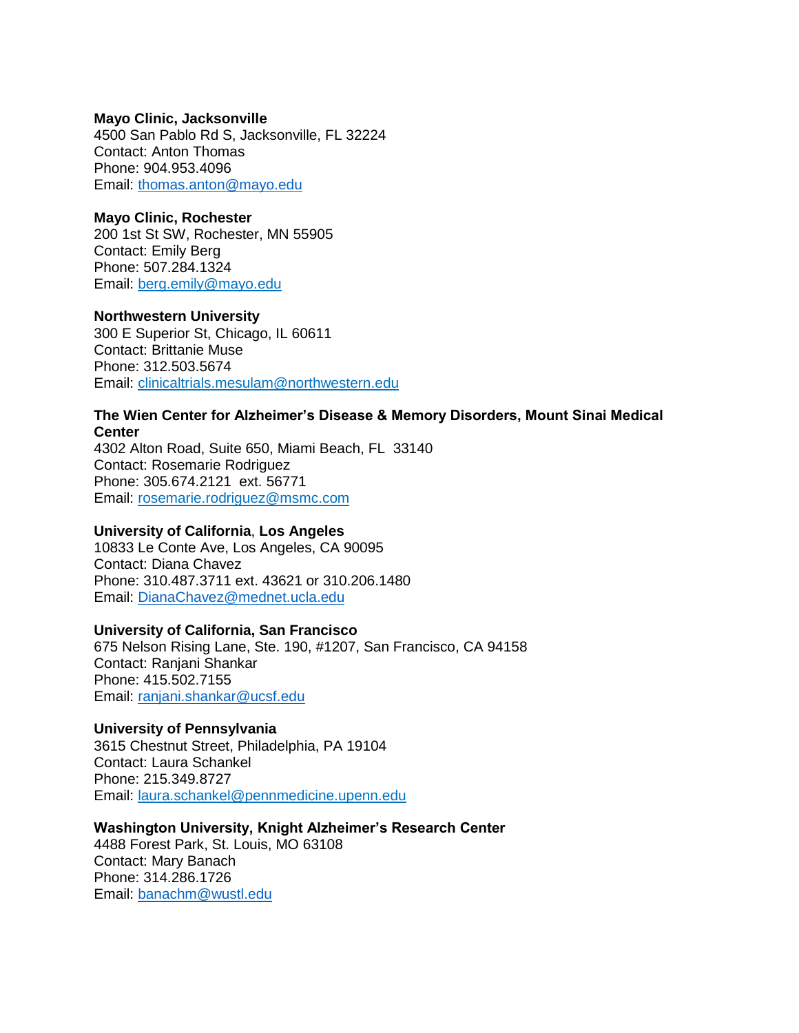**Mayo Clinic, Jacksonville**
4500 San Pablo Rd S, Jacksonville, FL 32224
Contact: Anton Thomas
Phone: 904.953.4096
Email: thomas.anton@mayo.edu

**Mayo Clinic, Rochester**
200 1st St SW, Rochester, MN 55905
Contact: Emily Berg
Phone: 507.284.1324
Email: berg.emily@mayo.edu

**Northwestern University**
300 E Superior St, Chicago, IL 60611
Contact: Brittanie Muse
Phone: 312.503.5674
Email: clinicaltrials.mesulam@northwestern.edu

**The Wien Center for Alzheimer's Disease & Memory Disorders, Mount Sinai Medical Center**
4302 Alton Road, Suite 650, Miami Beach, FL 33140
Contact: Rosemarie Rodriguez
Phone: 305.674.2121 ext. 56771
Email: rosemarie.rodriguez@msmc.com

**University of California, Los Angeles**
10833 Le Conte Ave, Los Angeles, CA 90095
Contact: Diana Chavez
Phone: 310.487.3711 ext. 43621 or 310.206.1480
Email: DianaChavez@mednet.ucla.edu

**University of California, San Francisco**
675 Nelson Rising Lane, Ste. 190, #1207, San Francisco, CA 94158
Contact: Ranjani Shankar
Phone: 415.502.7155
Email: ranjani.shankar@ucsf.edu

**University of Pennsylvania**
3615 Chestnut Street, Philadelphia, PA 19104
Contact: Laura Schankel
Phone: 215.349.8727
Email: laura.schankel@pennmedicine.upenn.edu

**Washington University, Knight Alzheimer's Research Center**
4488 Forest Park, St. Louis, MO 63108
Contact: Mary Banach
Phone: 314.286.1726
Email: banachm@wustl.edu